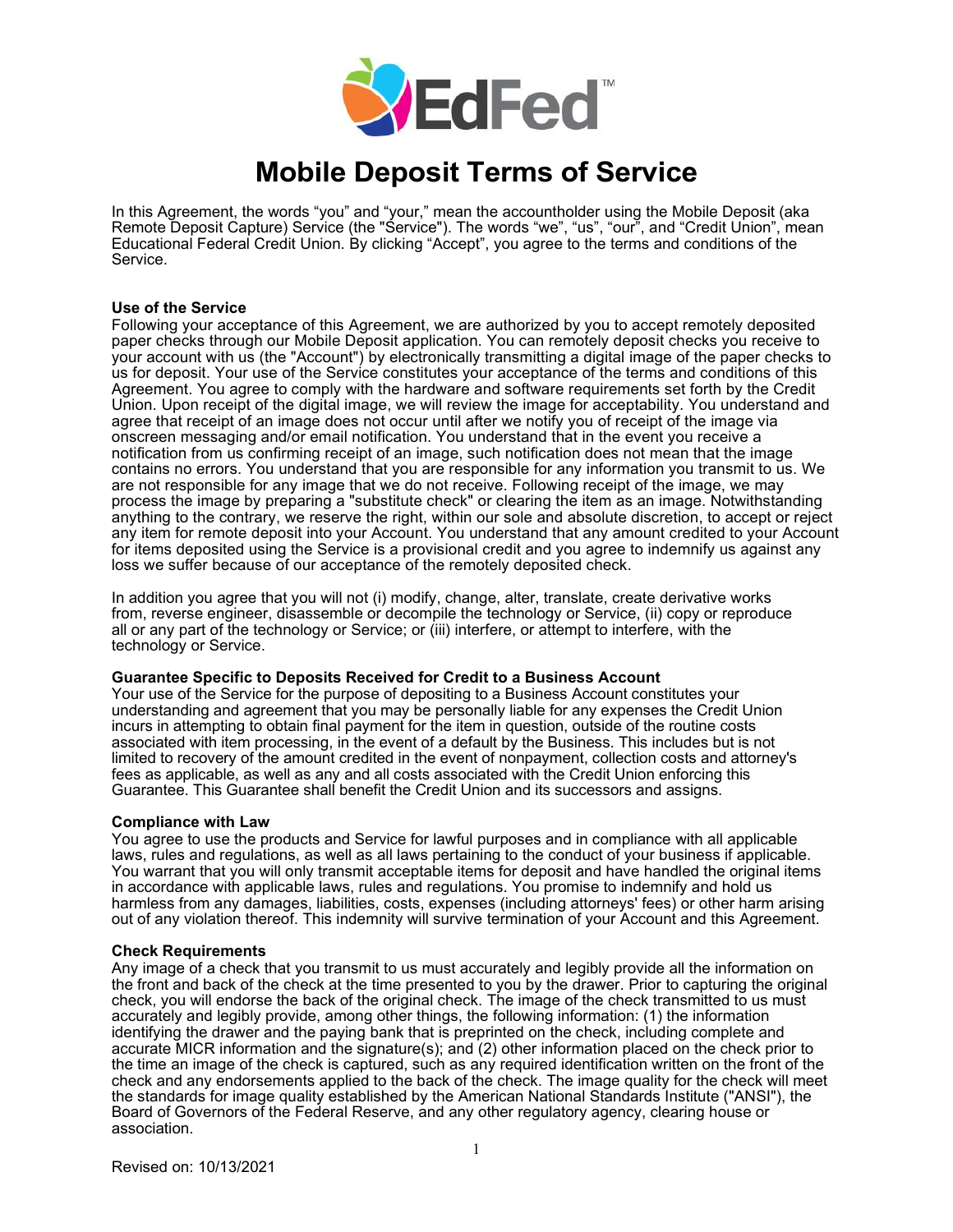# Mobile Deposit Terms of Service

In this Agreement, the words "you" and "your," mean the accountholder using the Mobile Deposit (aka Remote Deposit Capture) Service (the "Service"). The words "we", "us", "our", and "Credit Union", mean Educational Federal Credit Union. By clicking "Accept", you agree to the terms and conditions of the Service.

**Use of the Service**

Following your acceptance of this Agreement, we are authorized by you to accept remotely deposited paper checks through our Mobile Deposit application. You can remotely deposit checks you receive to your account with us (the "Account") by electronically transmitting a digital image of the paper checks to us for deposit. Your use of the Service constitutes your acceptance of the terms and conditions of this Agreement. You agree to comply with the hardware and software requirements set forth by the Credit Union. Upon receipt of the digital image, we will review the image for acceptability. You understand and agree that receipt of an image does not occur until after we notify you of receipt of the image via onscreen messaging and/or email notification. You understand that in the event you receive a notification from us confirming receipt of an image, such notification does not mean that the image contains no errors. You understand that you are responsible for any information you transmit to us. We are not responsible for any image that we do not receive. Following receipt of the image, we may process the image by preparing a "substitute check" or clearing the item as an image. Notwithstanding anything to the contrary, we reserve the right, within our sole and absolute discretion, to accept or reject any item for remote deposit into your Account. You understand that any amount credited to your Account for items deposited using the Service is a provisional credit and you agree to indemnify us against any loss we suffer because of our acceptance of the remotely deposited check.

In addition you agree that you will not (i) modify, change, alter, translate, create derivative works from, reverse engineer, disassemble or decompile the technology or Service, (ii) copy or reproduce all or any part of the technology or Service; or (iii) interfere, or attempt to interfere, with the technology or Service.

**Guarantee Specific to Deposits Received for Credit to a Business Account**

Your use of the Service for the purpose of depositing to a Business Account constitutes your understanding and agreement that you may be personally liable for any expenses the Credit Union incurs in attempting to obtain final payment for the item in question, outside of the routine costs associated with item processing, in the event of a default by the Business. This includes but is not limited to recovery of the amount credited in the event of nonpayment, collection costs and attorney's fees as applicable, as well as any and all costs associated with the Credit Union enforcing this Guarantee. This Guarantee shall benefit the Credit Union and its successors and assigns.

**Compliance with Law**

You agree to use the products and Service for lawful purposes and in compliance with all applicable laws, rules and regulations, as well as all laws pertaining to the conduct of your business if applicable. You warrant that you will only transmit acceptable items for deposit and have handled the original items in accordance with applicable laws, rules and regulations. You promise to indemnify and hold us harmless from any damages, liabilities, costs, expenses (including attorneys' fees) or other harm arising out of any violation thereof. This indemnity will survive termination of your Account and this Agreement.

**Check Requirements**

Any image of a check that you transmit to us must accurately and legibly provide all the information on the front and back of the check at the time presented to you by the drawer. Prior to capturing the original check, you will endorse the back of the original check. The image of the check transmitted to us must accurately and legibly provide, among other things, the following information: (1) the information identifying the drawer and the paying bank that is preprinted on the check, including complete and accurate MICR information and the signature(s); and (2) other information placed on the check prior to the time an image of the check is captured, such as any required identification written on the front of the check and any endorsements applied to the back of the check. The image quality for the check will meet the standards for image quality established by the American National Standards Institute ("ANSI"), the Board of Governors of the Federal Reserve, and any other regulatory agency, clearing house or association.

Revised on: 10/13/2021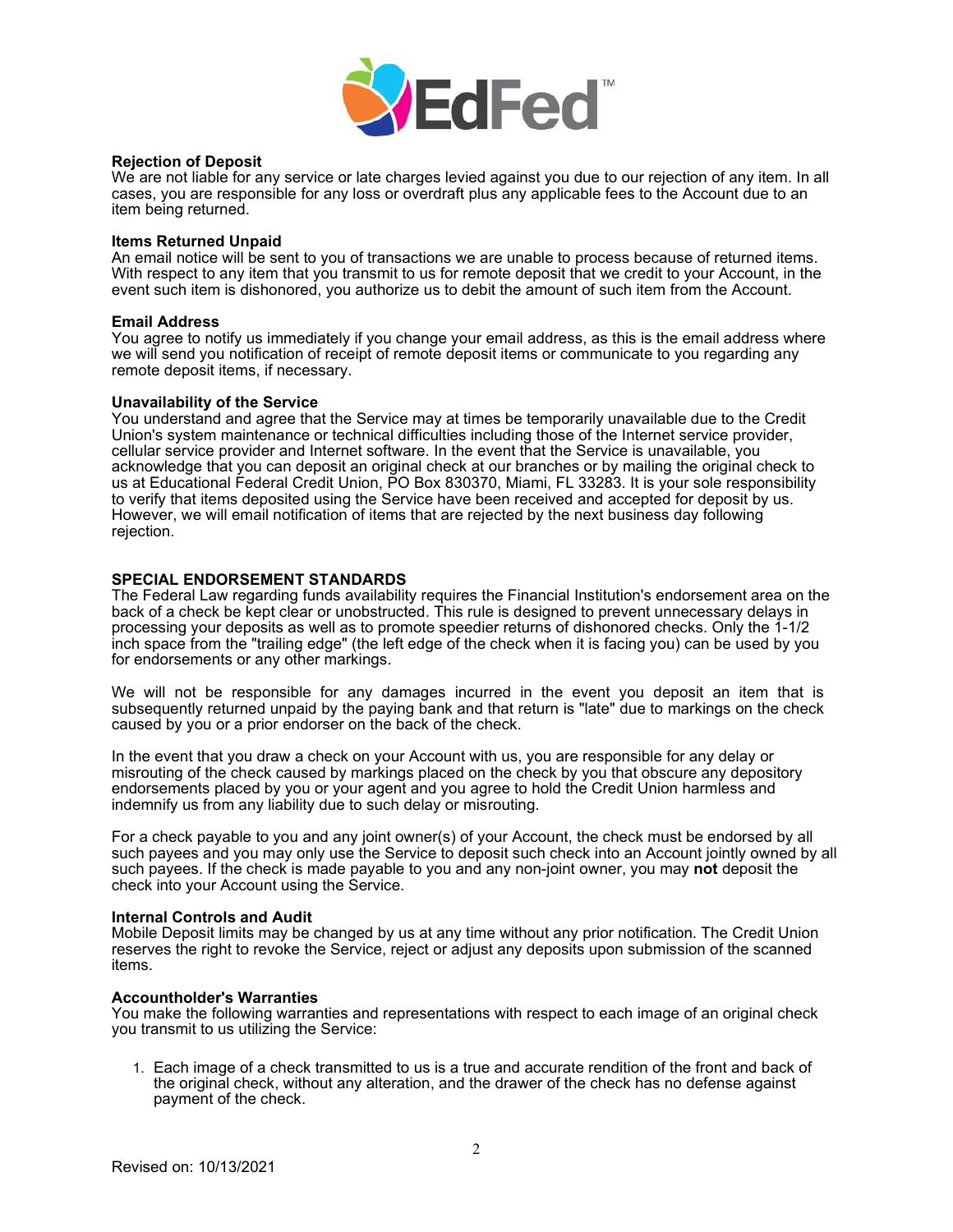### Rejection of Deposit

We are not liable for any service or late charges levied against you due to our rejection of any item. In all cases, you are responsible for any loss or overdraft plus any applicable fees to the Account due to an item being returned.

### Items Returned Unpaid

An email notice will be sent to you of transactions we are unable to process because of returned items. With respect to any item that you transmit to us for remote deposit that we credit to your Account, in the event such item is dishonored, you authorize us to debit the amount of such item from the Account.

### Email Address

You agree to notify us immediately if you change your email address, as this is the email address where we will send you notification of receipt of remote deposit items or communicate to you regarding any remote deposit items, if necessary.

### Unavailability of the Service

You understand and agree that the Service may at times be temporarily unavailable due to the Credit Union's system maintenance or technical difficulties including those of the Internet service provider, cellular service provider and Internet software. In the event that the Service is unavailable, you acknowledge that you can deposit an original check at our branches or by mailing the original check to us at Educational Federal Credit Union, PO Box 830370, Miami, FL 33283. It is your sole responsibility to verify that items deposited using the Service have been received and accepted for deposit by us. However, we will email notification of items that are rejected by the next business day following rejection.

## SPECIAL ENDORSEMENT STANDARDS

The Federal Law regarding funds availability requires the Financial Institution's endorsement area on the back of a check be kept clear or unobstructed. This rule is designed to prevent unnecessary delays in processing your deposits as well as to promote speedier returns of dishonored checks. Only the 1-1/2 inch space from the "trailing edge" (the left edge of the check when it is facing you) can be used by you for endorsements or any other markings.

We will not be responsible for any damages incurred in the event you deposit an item that is subsequently returned unpaid by the paying bank and that return is "late" due to markings on the check caused by you or a prior endorser on the back of the check.

In the event that you draw a check on your Account with us, you are responsible for any delay or misrouting of the check caused by markings placed on the check by you that obscure any depository endorsements placed by you or your agent and you agree to hold the Credit Union harmless and indemnify us from any liability due to such delay or misrouting.

For a check payable to you and any joint owner(s) of your Account, the check must be endorsed by all such payees and you may only use the Service to deposit such check into an Account jointly owned by all such payees. If the check is made payable to you and any non-joint owner, you may **not** deposit the check into your Account using the Service.

### Internal Controls and Audit

Mobile Deposit limits may be changed by us at any time without any prior notification. The Credit Union reserves the right to revoke the Service, reject or adjust any deposits upon submission of the scanned items.

### Accountholder's Warranties

You make the following warranties and representations with respect to each image of an original check you transmit to us utilizing the Service:

1. Each image of a check transmitted to us is a true and accurate rendition of the front and back of the original check, without any alteration, and the drawer of the check has no defense against payment of the check.

Revised on: 10/13/2021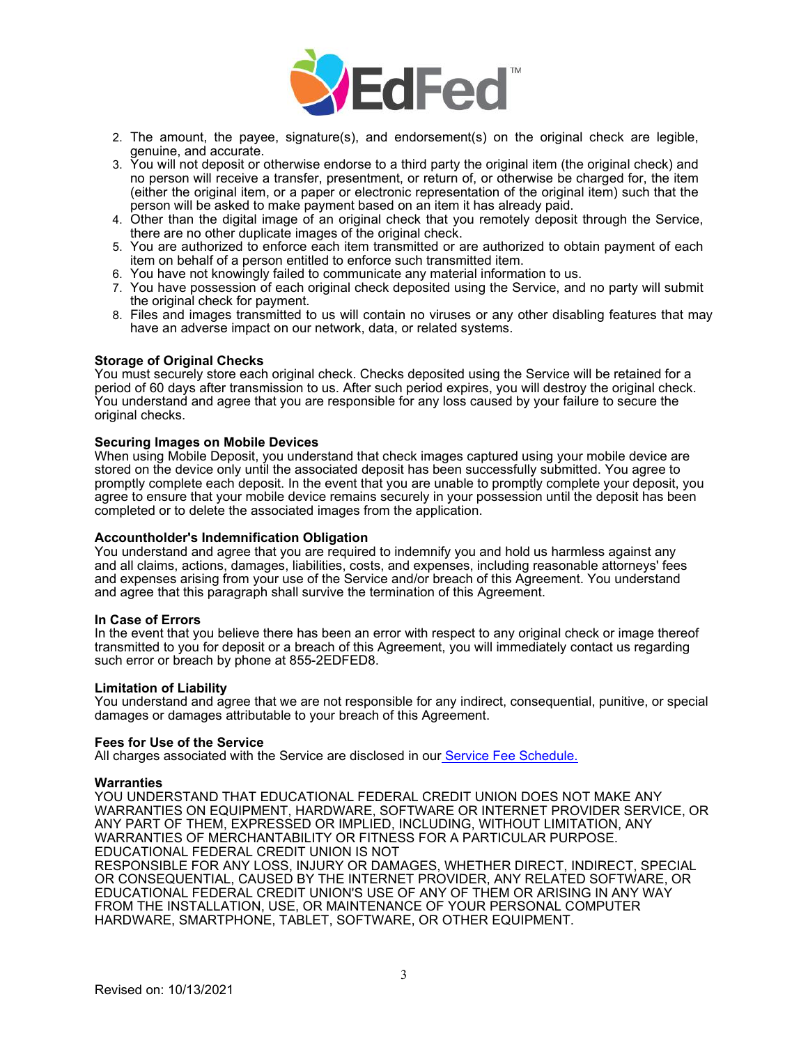2. The amount, the payee, signature(s), and endorsement(s) on the original check are legible, genuine, and accurate.
3. You will not deposit or otherwise endorse to a third party the original item (the original check) and no person will receive a transfer, presentment, or return of, or otherwise be charged for, the item (either the original item, or a paper or electronic representation of the original item) such that the person will be asked to make payment based on an item it has already paid.
4. Other than the digital image of an original check that you remotely deposit through the Service, there are no other duplicate images of the original check.
5. You are authorized to enforce each item transmitted or are authorized to obtain payment of each item on behalf of a person entitled to enforce such transmitted item.
6. You have not knowingly failed to communicate any material information to us.
7. You have possession of each original check deposited using the Service, and no party will submit the original check for payment.
8. Files and images transmitted to us will contain no viruses or any other disabling features that may have an adverse impact on our network, data, or related systems.

**Storage of Original Checks**
You must securely store each original check. Checks deposited using the Service will be retained for a period of 60 days after transmission to us. After such period expires, you will destroy the original check. You understand and agree that you are responsible for any loss caused by your failure to secure the original checks.

**Securing Images on Mobile Devices**
When using Mobile Deposit, you understand that check images captured using your mobile device are stored on the device only until the associated deposit has been successfully submitted. You agree to promptly complete each deposit. In the event that you are unable to promptly complete your deposit, you agree to ensure that your mobile device remains securely in your possession until the deposit has been completed or to delete the associated images from the application.

**Accountholder's Indemnification Obligation**
You understand and agree that you are required to indemnify you and hold us harmless against any and all claims, actions, damages, liabilities, costs, and expenses, including reasonable attorneys' fees and expenses arising from your use of the Service and/or breach of this Agreement. You understand and agree that this paragraph shall survive the termination of this Agreement.

**In Case of Errors**
In the event that you believe there has been an error with respect to any original check or image thereof transmitted to you for deposit or a breach of this Agreement, you will immediately contact us regarding such error or breach by phone at 855-2EDFED8.

**Limitation of Liability**
You understand and agree that we are not responsible for any indirect, consequential, punitive, or special damages or damages attributable to your breach of this Agreement.

**Fees for Use of the Service**
All charges associated with the Service are disclosed in our Service Fee Schedule.

**Warranties**
YOU UNDERSTAND THAT EDUCATIONAL FEDERAL CREDIT UNION DOES NOT MAKE ANY WARRANTIES ON EQUIPMENT, HARDWARE, SOFTWARE OR INTERNET PROVIDER SERVICE, OR ANY PART OF THEM, EXPRESSED OR IMPLIED, INCLUDING, WITHOUT LIMITATION, ANY WARRANTIES OF MERCHANTABILITY OR FITNESS FOR A PARTICULAR PURPOSE. EDUCATIONAL FEDERAL CREDIT UNION IS NOT RESPONSIBLE FOR ANY LOSS, INJURY OR DAMAGES, WHETHER DIRECT, INDIRECT, SPECIAL OR CONSEQUENTIAL, CAUSED BY THE INTERNET PROVIDER, ANY RELATED SOFTWARE, OR EDUCATIONAL FEDERAL CREDIT UNION'S USE OF ANY OF THEM OR ARISING IN ANY WAY FROM THE INSTALLATION, USE, OR MAINTENANCE OF YOUR PERSONAL COMPUTER HARDWARE, SMARTPHONE, TABLET, SOFTWARE, OR OTHER EQUIPMENT.

Revised on: 10/13/2021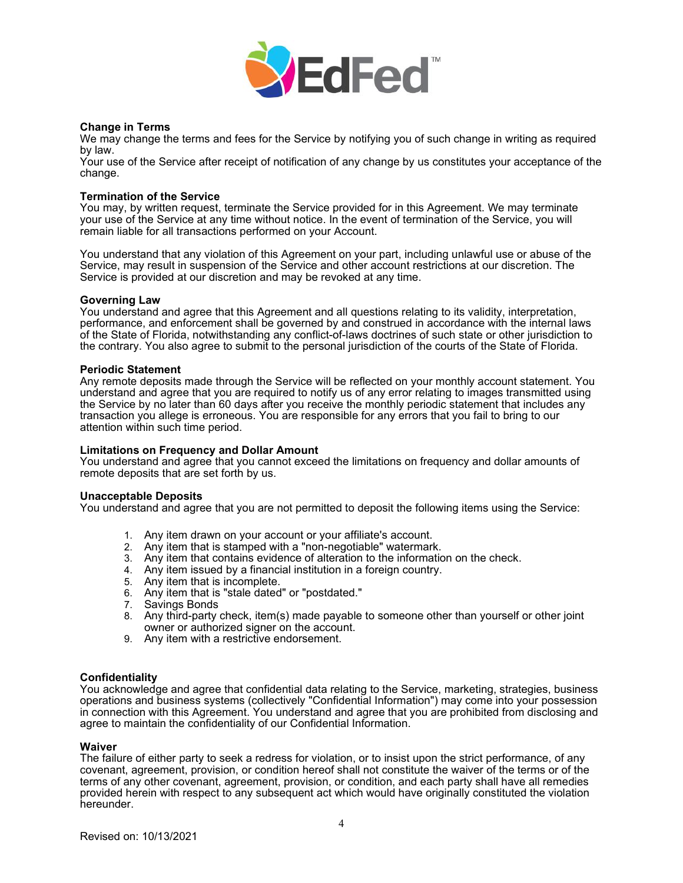**Change in Terms**
We may change the terms and fees for the Service by notifying you of such change in writing as required by law.
Your use of the Service after receipt of notification of any change by us constitutes your acceptance of the change.

**Termination of the Service**
You may, by written request, terminate the Service provided for in this Agreement. We may terminate your use of the Service at any time without notice. In the event of termination of the Service, you will remain liable for all transactions performed on your Account.

You understand that any violation of this Agreement on your part, including unlawful use or abuse of the Service, may result in suspension of the Service and other account restrictions at our discretion. The Service is provided at our discretion and may be revoked at any time.

**Governing Law**
You understand and agree that this Agreement and all questions relating to its validity, interpretation, performance, and enforcement shall be governed by and construed in accordance with the internal laws of the State of Florida, notwithstanding any conflict-of-laws doctrines of such state or other jurisdiction to the contrary. You also agree to submit to the personal jurisdiction of the courts of the State of Florida.

**Periodic Statement**
Any remote deposits made through the Service will be reflected on your monthly account statement. You understand and agree that you are required to notify us of any error relating to images transmitted using the Service by no later than 60 days after you receive the monthly periodic statement that includes any transaction you allege is erroneous. You are responsible for any errors that you fail to bring to our attention within such time period.

**Limitations on Frequency and Dollar Amount**
You understand and agree that you cannot exceed the limitations on frequency and dollar amounts of remote deposits that are set forth by us.

**Unacceptable Deposits**
You understand and agree that you are not permitted to deposit the following items using the Service:

1. Any item drawn on your account or your affiliate's account.
2. Any item that is stamped with a "non-negotiable" watermark.
3. Any item that contains evidence of alteration to the information on the check.
4. Any item issued by a financial institution in a foreign country.
5. Any item that is incomplete.
6. Any item that is "stale dated" or "postdated."
7. Savings Bonds
8. Any third-party check, item(s) made payable to someone other than yourself or other joint owner or authorized signer on the account.
9. Any item with a restrictive endorsement.

**Confidentiality**
You acknowledge and agree that confidential data relating to the Service, marketing, strategies, business operations and business systems (collectively "Confidential Information") may come into your possession in connection with this Agreement. You understand and agree that you are prohibited from disclosing and agree to maintain the confidentiality of our Confidential Information.

**Waiver**
The failure of either party to seek a redress for violation, or to insist upon the strict performance, of any covenant, agreement, provision, or condition hereof shall not constitute the waiver of the terms or of the terms of any other covenant, agreement, provision, or condition, and each party shall have all remedies provided herein with respect to any subsequent act which would have originally constituted the violation hereunder.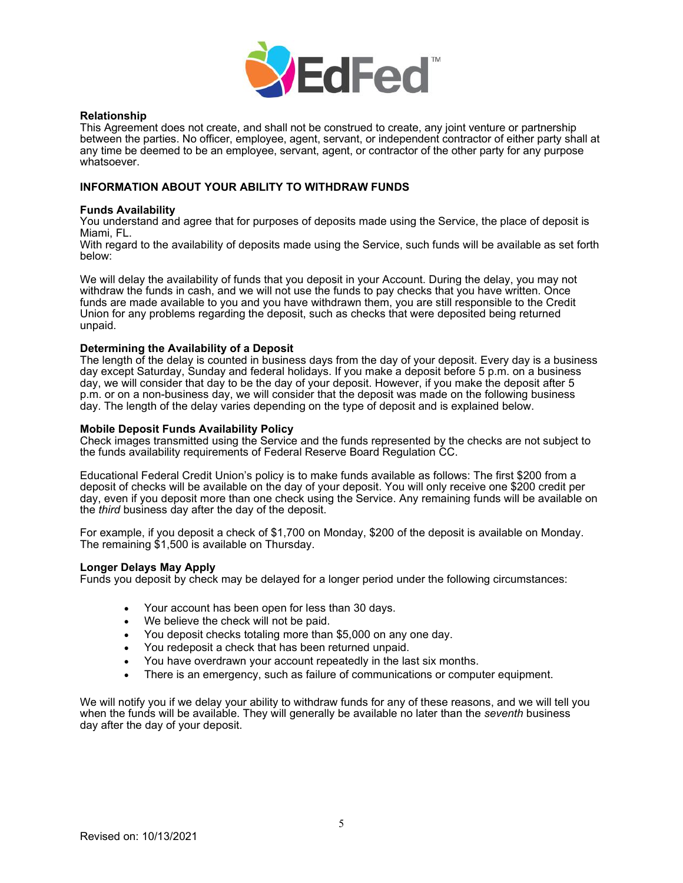**Relationship**
This Agreement does not create, and shall not be construed to create, any joint venture or partnership between the parties. No officer, employee, agent, servant, or independent contractor of either party shall at any time be deemed to be an employee, servant, agent, or contractor of the other party for any purpose whatsoever.

**INFORMATION ABOUT YOUR ABILITY TO WITHDRAW FUNDS**

**Funds Availability**
You understand and agree that for purposes of deposits made using the Service, the place of deposit is Miami, FL.
With regard to the availability of deposits made using the Service, such funds will be available as set forth below:

We will delay the availability of funds that you deposit in your Account. During the delay, you may not withdraw the funds in cash, and we will not use the funds to pay checks that you have written. Once funds are made available to you and you have withdrawn them, you are still responsible to the Credit Union for any problems regarding the deposit, such as checks that were deposited being returned unpaid.

**Determining the Availability of a Deposit**
The length of the delay is counted in business days from the day of your deposit. Every day is a business day except Saturday, Sunday and federal holidays. If you make a deposit before 5 p.m. on a business day, we will consider that day to be the day of your deposit. However, if you make the deposit after 5 p.m. or on a non-business day, we will consider that the deposit was made on the following business day. The length of the delay varies depending on the type of deposit and is explained below.

**Mobile Deposit Funds Availability Policy**
Check images transmitted using the Service and the funds represented by the checks are not subject to the funds availability requirements of Federal Reserve Board Regulation CC.

Educational Federal Credit Union's policy is to make funds available as follows: The first $200 from a deposit of checks will be available on the day of your deposit. You will only receive one $200 credit per day, even if you deposit more than one check using the Service. Any remaining funds will be available on the *third* business day after the day of the deposit.

For example, if you deposit a check of $1,700 on Monday, $200 of the deposit is available on Monday. The remaining $1,500 is available on Thursday.

**Longer Delays May Apply**
Funds you deposit by check may be delayed for a longer period under the following circumstances:

- Your account has been open for less than 30 days.
- We believe the check will not be paid.
- You deposit checks totaling more than $5,000 on any one day.
- You redeposit a check that has been returned unpaid.
- You have overdrawn your account repeatedly in the last six months.
- There is an emergency, such as failure of communications or computer equipment.

We will notify you if we delay your ability to withdraw funds for any of these reasons, and we will tell you when the funds will be available. They will generally be available no later than the *seventh* business day after the day of your deposit.

Revised on: 10/13/2021